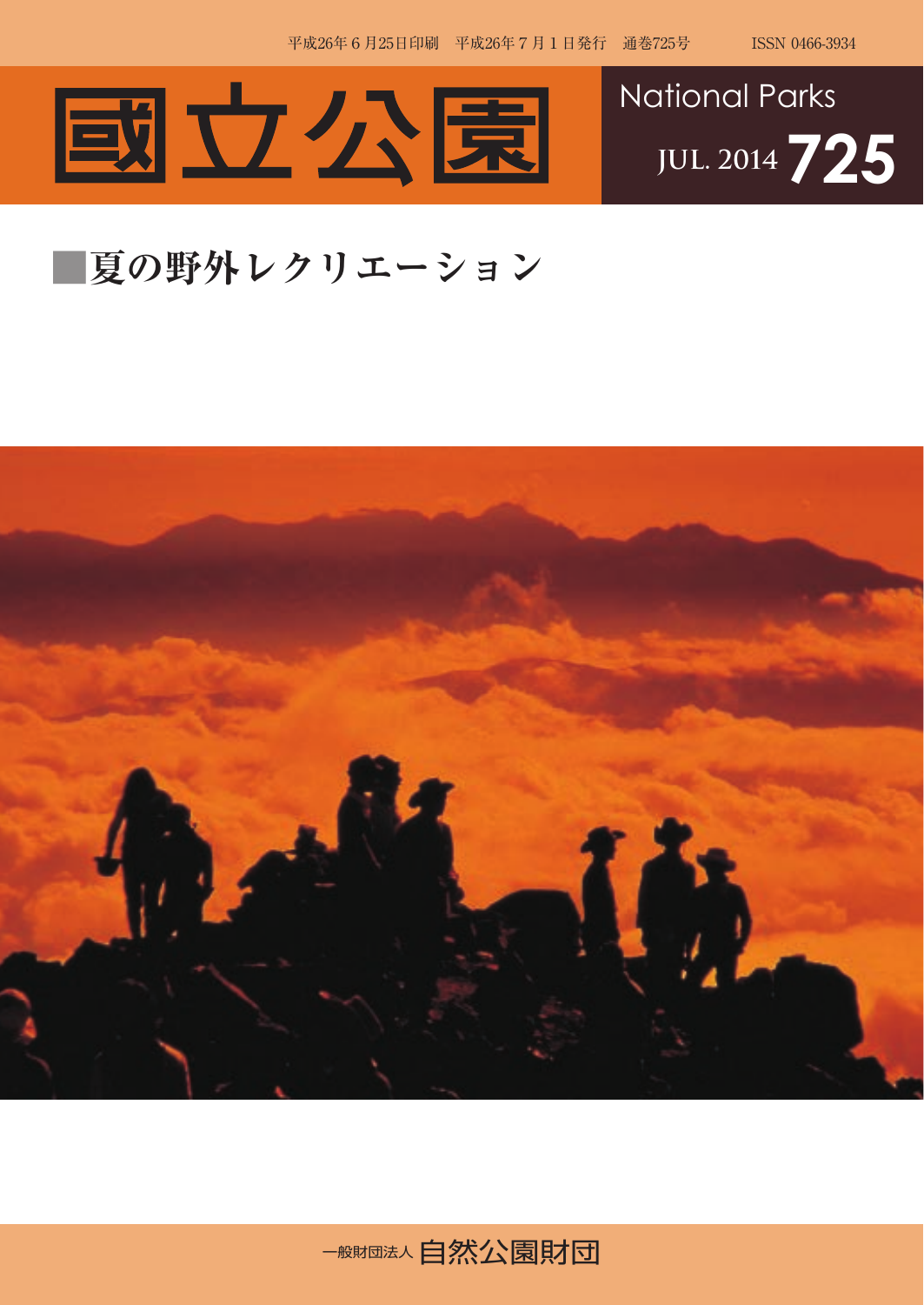平成26年６月25日印刷　平成26年７月１日発行　通巻725号　ISSN 0466-3934

# 國立公園

National Parks
JUL. 2014 725

## ■夏の野外レクリエーション

一般財団法人 自然公園財団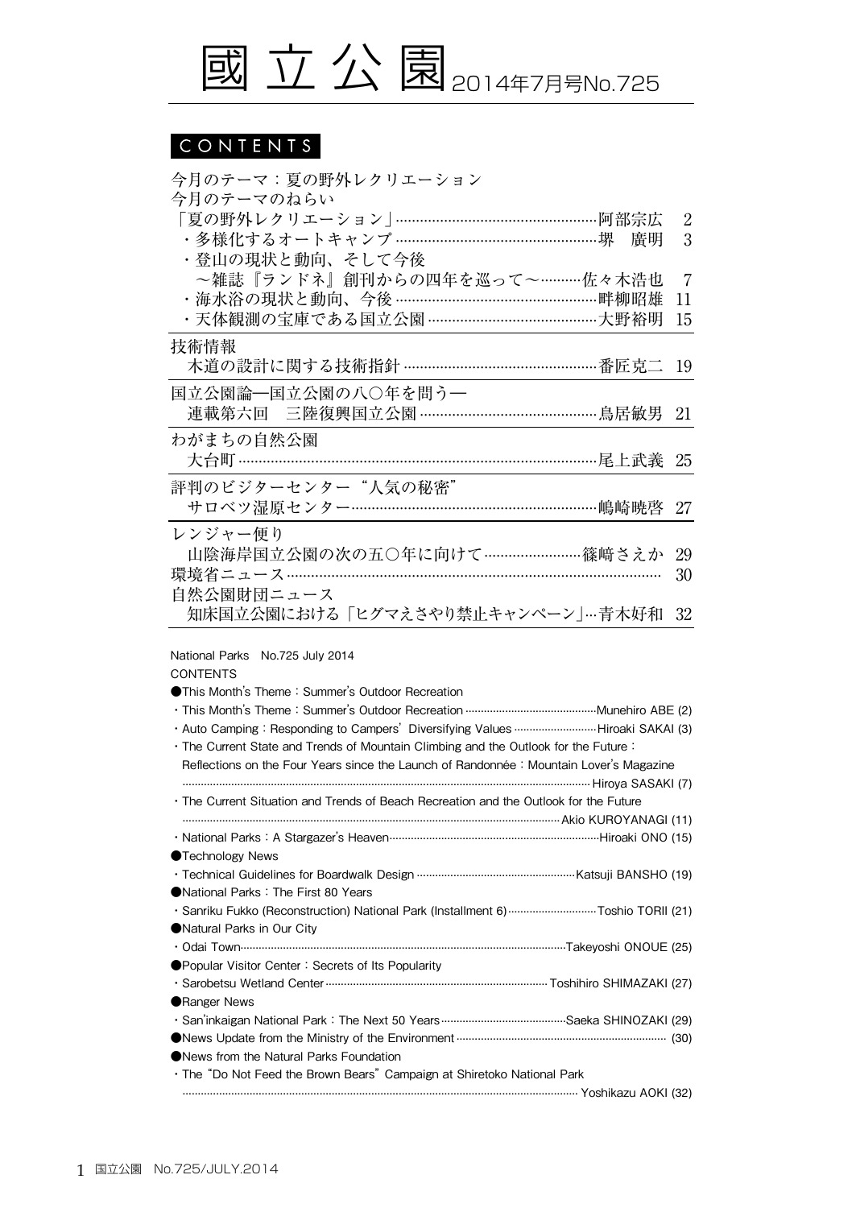# 國立公園 2014年7月号No.725

## CONTENTS

今月のテーマ：夏の野外レクリエーション

今月のテーマのねらい

「夏の野外レクリエーション」……………………………………………阿部宗広 2

・多様化するオートキャンプ……………………………………………堺 廣明 3

・登山の現状と動向、そして今後
　～雑誌『ランドネ』創刊からの四年を巡って～………佐々木浩也 7

・海水浴の現状と動向、今後……………………………………………畔柳昭雄 11

・天体観測の宝庫である国立公園……………………………………大野裕明 15

技術情報

木道の設計に関する技術指針…………………………………………番匠克二 19

国立公園論―国立公園の八〇年を問う―

連載第六回　三陸復興国立公園………………………………………鳥居敏男 21

わがまちの自然公園

大台町……………………………………………………………………………尾上武義 25

評判のビジターセンター“人気の秘密”

サロベツ湿原センター……………………………………………………嶋崎暁啓 27

レンジャー便り

山陰海岸国立公園の次の五〇年に向けて……………………篠崎さえか 29

環境省ニュース………………………………………………………………………… 30

自然公園財団ニュース

知床国立公園における「ヒグマえさやり禁止キャンペーン」…青木好和 32

National Parks　No.725 July 2014

CONTENTS

●This Month's Theme：Summer's Outdoor Recreation

・This Month's Theme：Summer's Outdoor Recreation……………Munehiro ABE (2)

・Auto Camping：Responding to Campers' Diversifying Values……………Hiroaki SAKAI (3)

・The Current State and Trends of Mountain Climbing and the Outlook for the Future：
Reflections on the Four Years since the Launch of Randonnée：Mountain Lover's Magazine
……………Hiroya SASAKI (7)

・The Current Situation and Trends of Beach Recreation and the Outlook for the Future
……………Akio KUROYANAGI (11)

・National Parks：A Stargazer's Heaven……………Hiroaki ONO (15)

●Technology News

・Technical Guidelines for Boardwalk Design……………Katsuji BANSHO (19)

●National Parks：The First 80 Years

・Sanriku Fukko (Reconstruction) National Park (Installment 6)……………Toshio TORII (21)

●Natural Parks in Our City

・Odai Town……………Takeyoshi ONOUE (25)

●Popular Visitor Center：Secrets of Its Popularity

・Sarobetsu Wetland Center……………Toshihiro SHIMAZAKI (27)

●Ranger News

・San'inkaigan National Park：The Next 50 Years……………Saeka SHINOZAKI (29)

●News Update from the Ministry of the Environment…………… (30)

●News from the Natural Parks Foundation

・The "Do Not Feed the Brown Bears" Campaign at Shiretoko National Park
……………Yoshikazu AOKI (32)